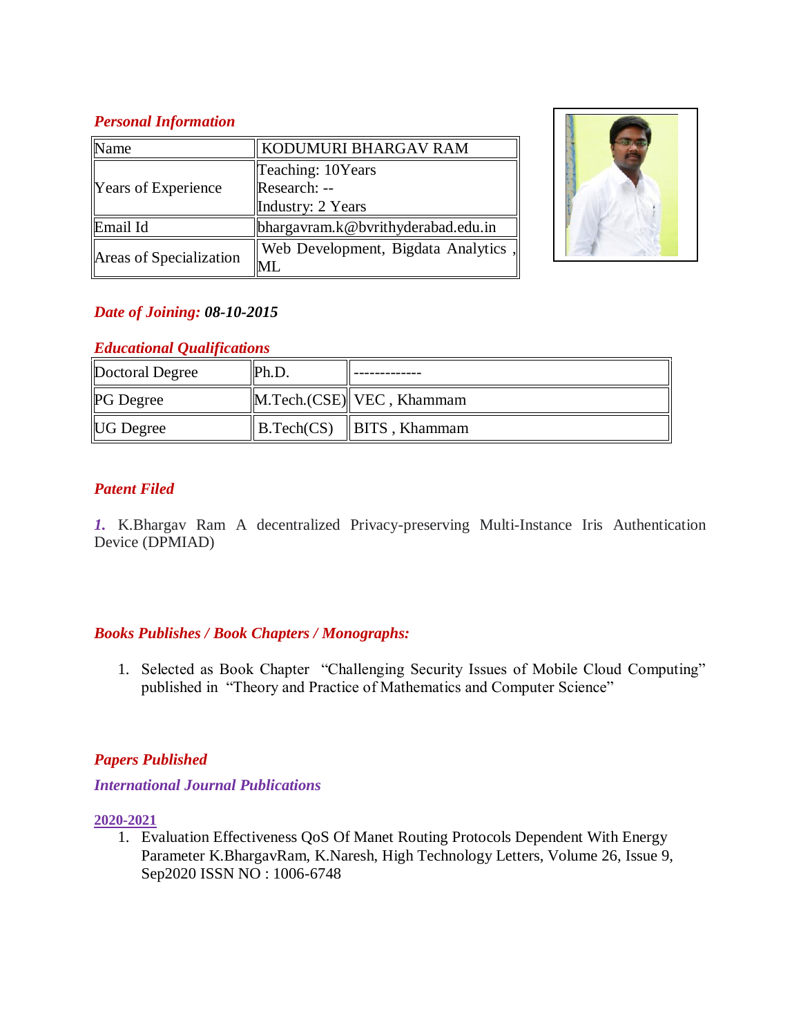## *Personal Information*

| Name | KODUMURI BHARGAV RAM |
|---|---|
| Years of Experience | Teaching: 10Years<br>Research: --<br>Industry: 2 Years |
| Email Id | bhargavram.k@bvrithyderabad.edu.in |
| Areas of Specialization | Web Development, Bigdata Analytics , ML |

## *Date of Joining:* ***08-10-2015***

## *Educational Qualifications*

| Doctoral Degree | Ph.D. | ------------- |
|---|---|---|
| PG Degree | M.Tech.(CSE) | VEC , Khammam |
| UG Degree | B.Tech(CS) | BITS , Khammam |

## *Patent Filed*

*1.* K.Bhargav Ram A decentralized Privacy-preserving Multi-Instance Iris Authentication Device (DPMIAD)

## *Books Publishes / Book Chapters / Monographs:*

1. Selected as Book Chapter "Challenging Security Issues of Mobile Cloud Computing" published in "Theory and Practice of Mathematics and Computer Science"

## *Papers Published*

### *International Journal Publications*

**2020-2021**

1. Evaluation Effectiveness QoS Of Manet Routing Protocols Dependent With Energy Parameter K.BhargavRam, K.Naresh, High Technology Letters, Volume 26, Issue 9, Sep2020 ISSN NO : 1006-6748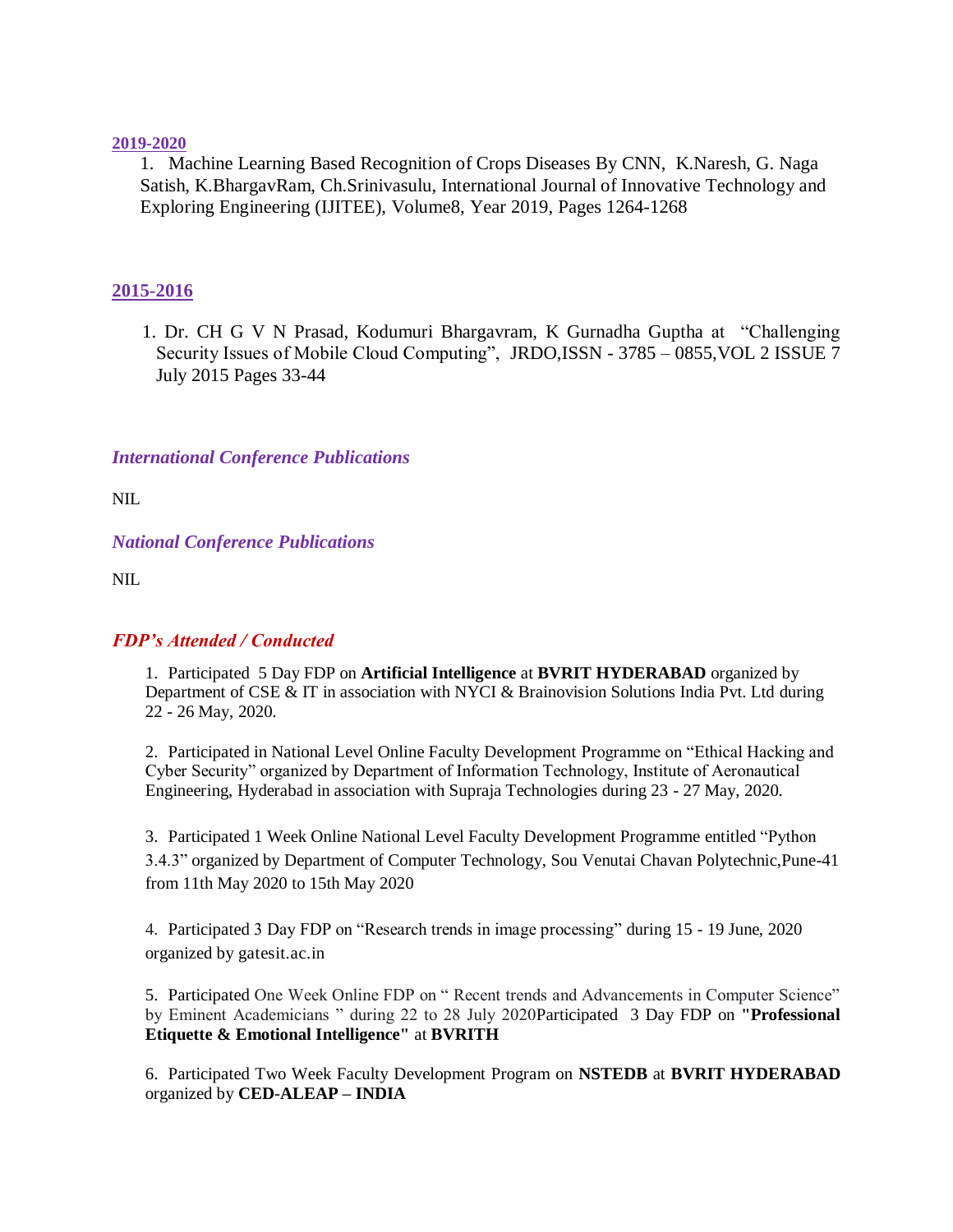**2019-2020**

1. Machine Learning Based Recognition of Crops Diseases By CNN, K.Naresh, G. Naga Satish, K.BhargavRam, Ch.Srinivasulu, International Journal of Innovative Technology and Exploring Engineering (IJITEE), Volume8, Year 2019, Pages 1264-1268

**2015-2016**

1. Dr. CH G V N Prasad, Kodumuri Bhargavram, K Gurnadha Guptha at "Challenging Security Issues of Mobile Cloud Computing", JRDO,ISSN - 3785 – 0855,VOL 2 ISSUE 7 July 2015 Pages 33-44

### *International Conference Publications*

NIL

### *National Conference Publications*

NIL

### *FDP's Attended / Conducted*

1. Participated 5 Day FDP on **Artificial Intelligence** at **BVRIT HYDERABAD** organized by Department of CSE & IT in association with NYCI & Brainovision Solutions India Pvt. Ltd during 22 - 26 May, 2020.

2. Participated in National Level Online Faculty Development Programme on "Ethical Hacking and Cyber Security" organized by Department of Information Technology, Institute of Aeronautical Engineering, Hyderabad in association with Supraja Technologies during 23 - 27 May, 2020.

3. Participated 1 Week Online National Level Faculty Development Programme entitled "Python 3.4.3" organized by Department of Computer Technology, Sou Venutai Chavan Polytechnic,Pune-41 from 11th May 2020 to 15th May 2020

4. Participated 3 Day FDP on "Research trends in image processing" during 15 - 19 June, 2020 organized by gatesit.ac.in

5. Participated One Week Online FDP on " Recent trends and Advancements in Computer Science" by Eminent Academicians " during 22 to 28 July 2020Participated 3 Day FDP on **"Professional Etiquette & Emotional Intelligence"** at **BVRITH**

6. Participated Two Week Faculty Development Program on **NSTEDB** at **BVRIT HYDERABAD** organized by **CED-ALEAP – INDIA**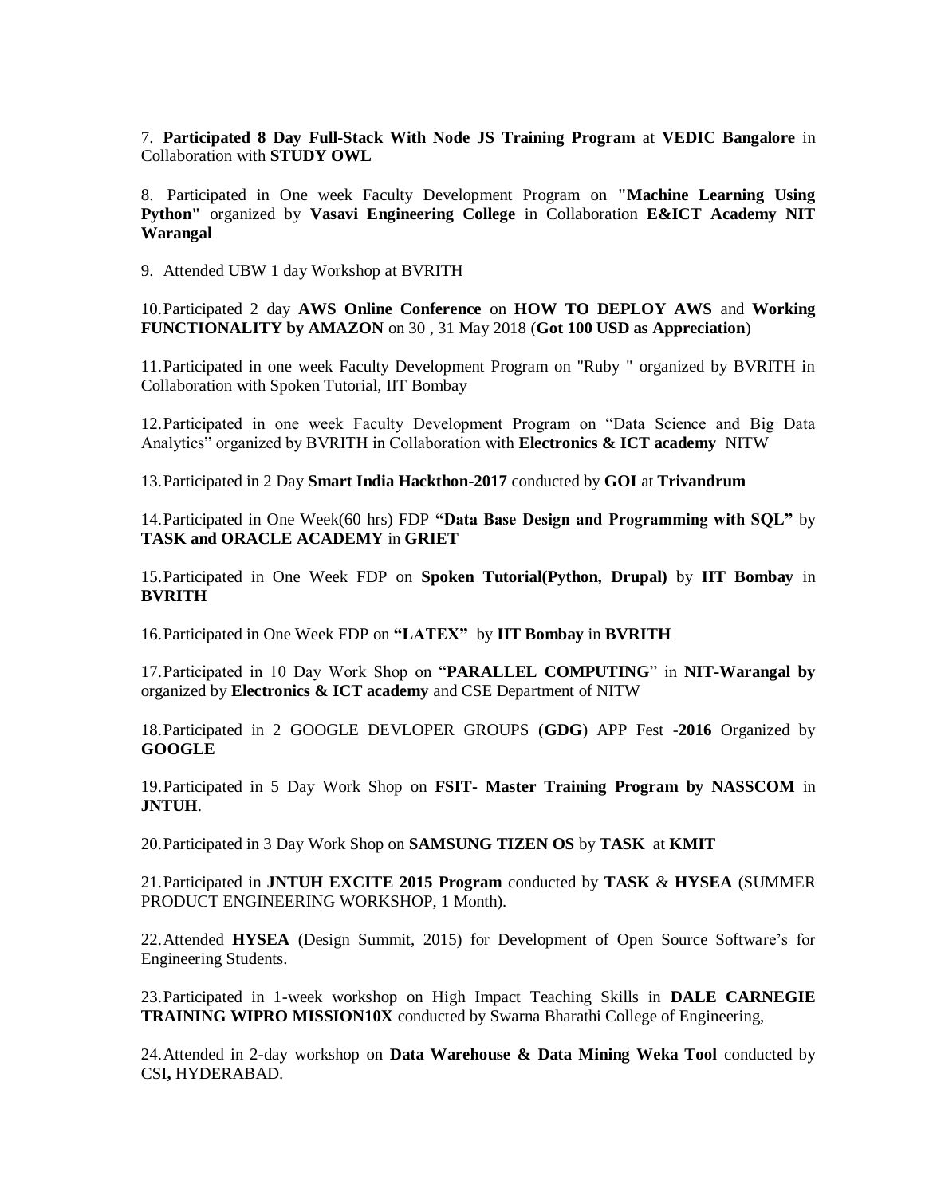7. **Participated 8 Day Full-Stack With Node JS Training Program** at **VEDIC Bangalore** in Collaboration with **STUDY OWL**

8. Participated in One week Faculty Development Program on **"Machine Learning Using Python"** organized by **Vasavi Engineering College** in Collaboration **E&ICT Academy NIT Warangal**

9. Attended UBW 1 day Workshop at BVRITH

10. Participated 2 day **AWS Online Conference** on **HOW TO DEPLOY AWS** and **Working FUNCTIONALITY by AMAZON** on 30 , 31 May 2018 (**Got 100 USD as Appreciation**)

11. Participated in one week Faculty Development Program on "Ruby " organized by BVRITH in Collaboration with Spoken Tutorial, IIT Bombay

12. Participated in one week Faculty Development Program on "Data Science and Big Data Analytics" organized by BVRITH in Collaboration with **Electronics & ICT academy** NITW

13. Participated in 2 Day **Smart India Hackthon-2017** conducted by **GOI** at **Trivandrum**

14. Participated in One Week(60 hrs) FDP **"Data Base Design and Programming with SQL"** by **TASK and ORACLE ACADEMY** in **GRIET**

15. Participated in One Week FDP on **Spoken Tutorial(Python, Drupal)** by **IIT Bombay** in **BVRITH**

16. Participated in One Week FDP on **"LATEX"** by **IIT Bombay** in **BVRITH**

17. Participated in 10 Day Work Shop on "**PARALLEL COMPUTING**" in **NIT-Warangal by** organized by **Electronics & ICT academy** and CSE Department of NITW

18. Participated in 2 GOOGLE DEVLOPER GROUPS (**GDG**) APP Fest -**2016** Organized by **GOOGLE**

19. Participated in 5 Day Work Shop on **FSIT- Master Training Program by NASSCOM** in **JNTUH**.

20. Participated in 3 Day Work Shop on **SAMSUNG TIZEN OS** by **TASK** at **KMIT**

21. Participated in **JNTUH EXCITE 2015 Program** conducted by **TASK** & **HYSEA** (SUMMER PRODUCT ENGINEERING WORKSHOP, 1 Month).

22. Attended **HYSEA** (Design Summit, 2015) for Development of Open Source Software's for Engineering Students.

23. Participated in 1-week workshop on High Impact Teaching Skills in **DALE CARNEGIE TRAINING WIPRO MISSION10X** conducted by Swarna Bharathi College of Engineering,

24. Attended in 2-day workshop on **Data Warehouse & Data Mining Weka Tool** conducted by CSI**,** HYDERABAD.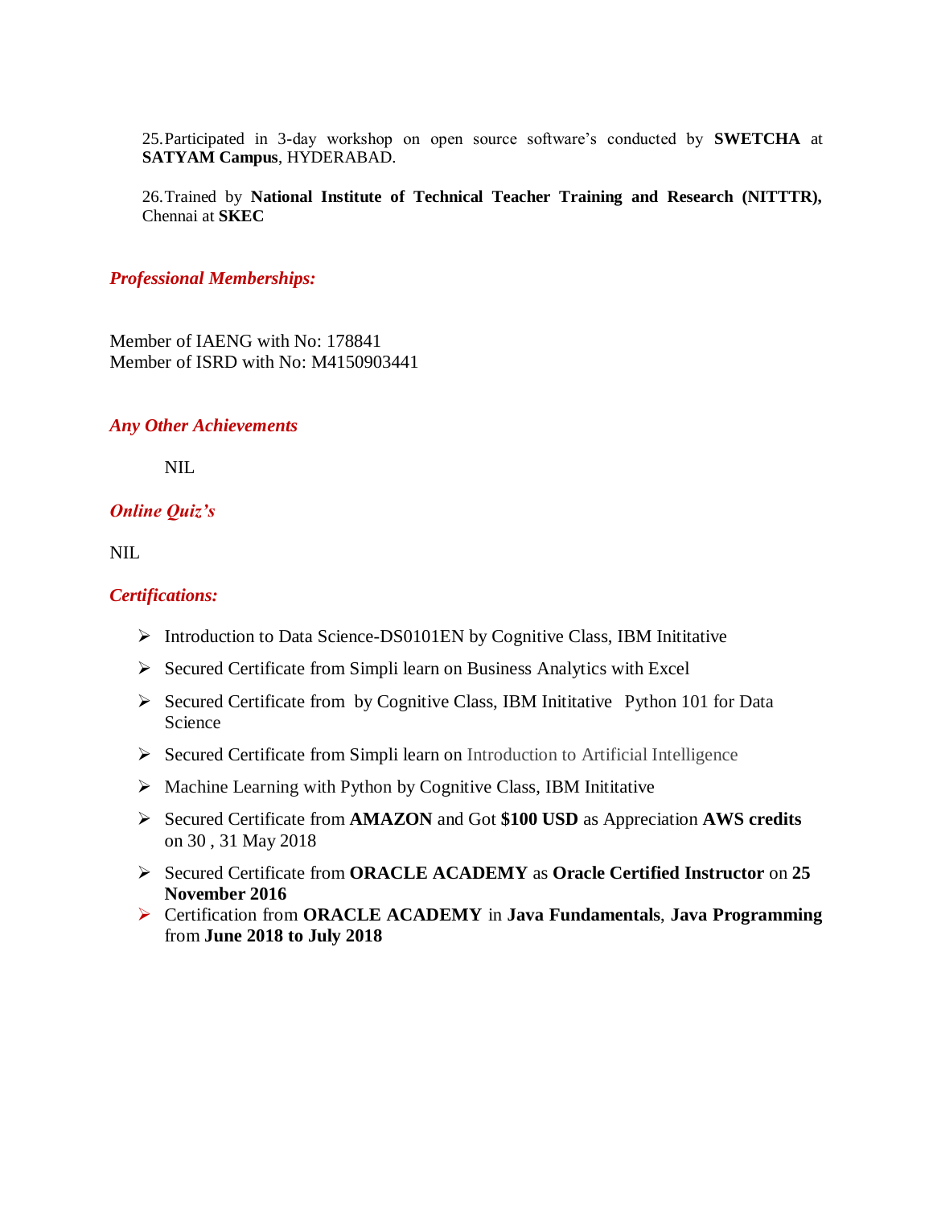25. Participated in 3-day workshop on open source software's conducted by **SWETCHA** at **SATYAM Campus**, HYDERABAD.

26. Trained by **National Institute of Technical Teacher Training and Research (NITTTR),** Chennai at **SKEC**

### *Professional Memberships:*

Member of IAENG with No: 178841
Member of ISRD with No: M4150903441

### *Any Other Achievements*

NIL

### *Online Quiz's*

NIL

### *Certifications:*

- Introduction to Data Science-DS0101EN by Cognitive Class, IBM Inititative
- Secured Certificate from Simpli learn on Business Analytics with Excel
- Secured Certificate from by Cognitive Class, IBM Inititative Python 101 for Data Science
- Secured Certificate from Simpli learn on Introduction to Artificial Intelligence
- Machine Learning with Python by Cognitive Class, IBM Inititative
- Secured Certificate from **AMAZON** and Got **$100 USD** as Appreciation **AWS credits** on 30 , 31 May 2018
- Secured Certificate from **ORACLE ACADEMY** as **Oracle Certified Instructor** on **25 November 2016**
- Certification from **ORACLE ACADEMY** in **Java Fundamentals**, **Java Programming** from **June 2018 to July 2018**